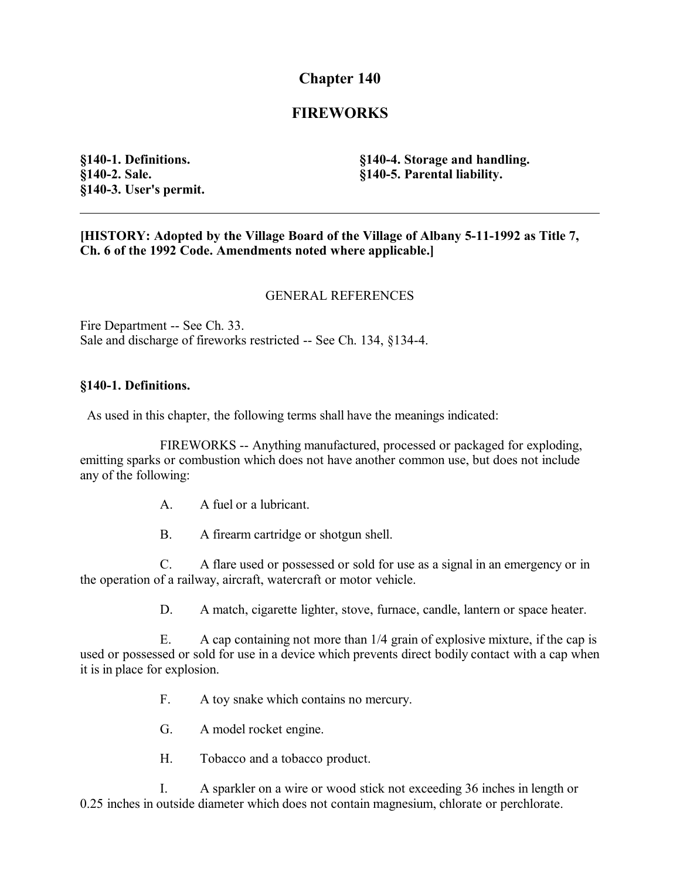# Chapter 140

# FIREWORKS

**§140-1. Definitions.**
**§140-2. Sale.**
**§140-3. User's permit.**
**§140-4. Storage and handling.**
**§140-5. Parental liability.**

---

**[HISTORY: Adopted by the Village Board of the Village of Albany 5-11-1992 as Title 7, Ch. 6 of the 1992 Code. Amendments noted where applicable.]**

GENERAL REFERENCES

Fire Department -- See Ch. 33.
Sale and discharge of fireworks restricted -- See Ch. 134, §134-4.

### §140-1. Definitions.

As used in this chapter, the following terms shall have the meanings indicated:

FIREWORKS -- Anything manufactured, processed or packaged for exploding, emitting sparks or combustion which does not have another common use, but does not include any of the following:

A. A fuel or a lubricant.

B. A firearm cartridge or shotgun shell.

C. A flare used or possessed or sold for use as a signal in an emergency or in the operation of a railway, aircraft, watercraft or motor vehicle.

D. A match, cigarette lighter, stove, furnace, candle, lantern or space heater.

E. A cap containing not more than 1/4 grain of explosive mixture, if the cap is used or possessed or sold for use in a device which prevents direct bodily contact with a cap when it is in place for explosion.

F. A toy snake which contains no mercury.

G. A model rocket engine.

H. Tobacco and a tobacco product.

I. A sparkler on a wire or wood stick not exceeding 36 inches in length or 0.25 inches in outside diameter which does not contain magnesium, chlorate or perchlorate.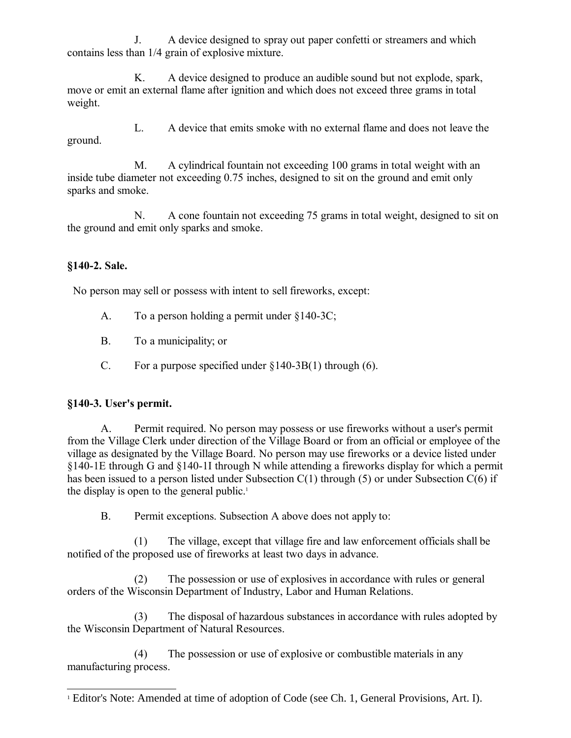J. A device designed to spray out paper confetti or streamers and which contains less than 1/4 grain of explosive mixture.

K. A device designed to produce an audible sound but not explode, spark, move or emit an external flame after ignition and which does not exceed three grams in total weight.

L. A device that emits smoke with no external flame and does not leave the ground.

M. A cylindrical fountain not exceeding 100 grams in total weight with an inside tube diameter not exceeding 0.75 inches, designed to sit on the ground and emit only sparks and smoke.

N. A cone fountain not exceeding 75 grams in total weight, designed to sit on the ground and emit only sparks and smoke.

## §140-2. Sale.

No person may sell or possess with intent to sell fireworks, except:

A. To a person holding a permit under §140-3C;

B. To a municipality; or

C. For a purpose specified under §140-3B(1) through (6).

## §140-3. User's permit.

A. Permit required. No person may possess or use fireworks without a user's permit from the Village Clerk under direction of the Village Board or from an official or employee of the village as designated by the Village Board. No person may use fireworks or a device listed under §140-1E through G and §140-1I through N while attending a fireworks display for which a permit has been issued to a person listed under Subsection C(1) through (5) or under Subsection C(6) if the display is open to the general public.[1]

B. Permit exceptions. Subsection A above does not apply to:

(1) The village, except that village fire and law enforcement officials shall be notified of the proposed use of fireworks at least two days in advance.

(2) The possession or use of explosives in accordance with rules or general orders of the Wisconsin Department of Industry, Labor and Human Relations.

(3) The disposal of hazardous substances in accordance with rules adopted by the Wisconsin Department of Natural Resources.

(4) The possession or use of explosive or combustible materials in any manufacturing process.

[1] Editor's Note: Amended at time of adoption of Code (see Ch. 1, General Provisions, Art. I).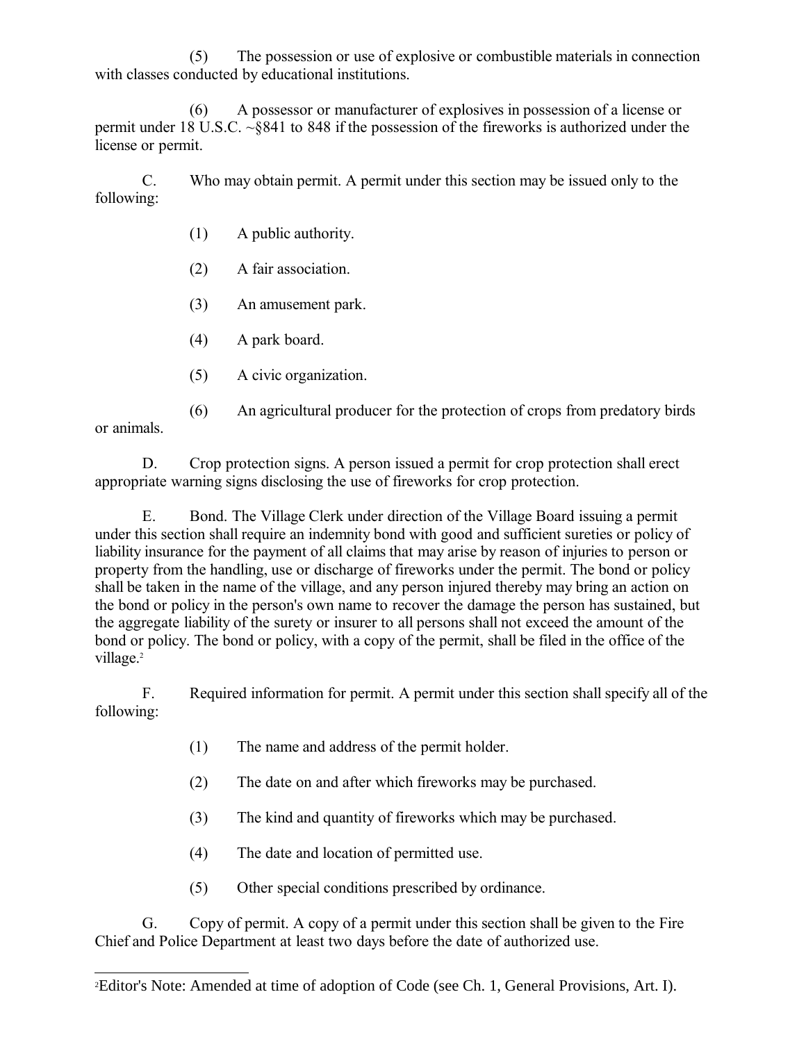(5) The possession or use of explosive or combustible materials in connection with classes conducted by educational institutions.

(6) A possessor or manufacturer of explosives in possession of a license or permit under 18 U.S.C. ~§841 to 848 if the possession of the fireworks is authorized under the license or permit.

C. Who may obtain permit. A permit under this section may be issued only to the following:

(1) A public authority.

(2) A fair association.

(3) An amusement park.

(4) A park board.

(5) A civic organization.

(6) An agricultural producer for the protection of crops from predatory birds or animals.

D. Crop protection signs. A person issued a permit for crop protection shall erect appropriate warning signs disclosing the use of fireworks for crop protection.

E. Bond. The Village Clerk under direction of the Village Board issuing a permit under this section shall require an indemnity bond with good and sufficient sureties or policy of liability insurance for the payment of all claims that may arise by reason of injuries to person or property from the handling, use or discharge of fireworks under the permit. The bond or policy shall be taken in the name of the village, and any person injured thereby may bring an action on the bond or policy in the person's own name to recover the damage the person has sustained, but the aggregate liability of the surety or insurer to all persons shall not exceed the amount of the bond or policy. The bond or policy, with a copy of the permit, shall be filed in the office of the village.[2]

F. Required information for permit. A permit under this section shall specify all of the following:

(1) The name and address of the permit holder.

(2) The date on and after which fireworks may be purchased.

(3) The kind and quantity of fireworks which may be purchased.

(4) The date and location of permitted use.

(5) Other special conditions prescribed by ordinance.

G. Copy of permit. A copy of a permit under this section shall be given to the Fire Chief and Police Department at least two days before the date of authorized use.

[2]Editor's Note: Amended at time of adoption of Code (see Ch. 1, General Provisions, Art. I).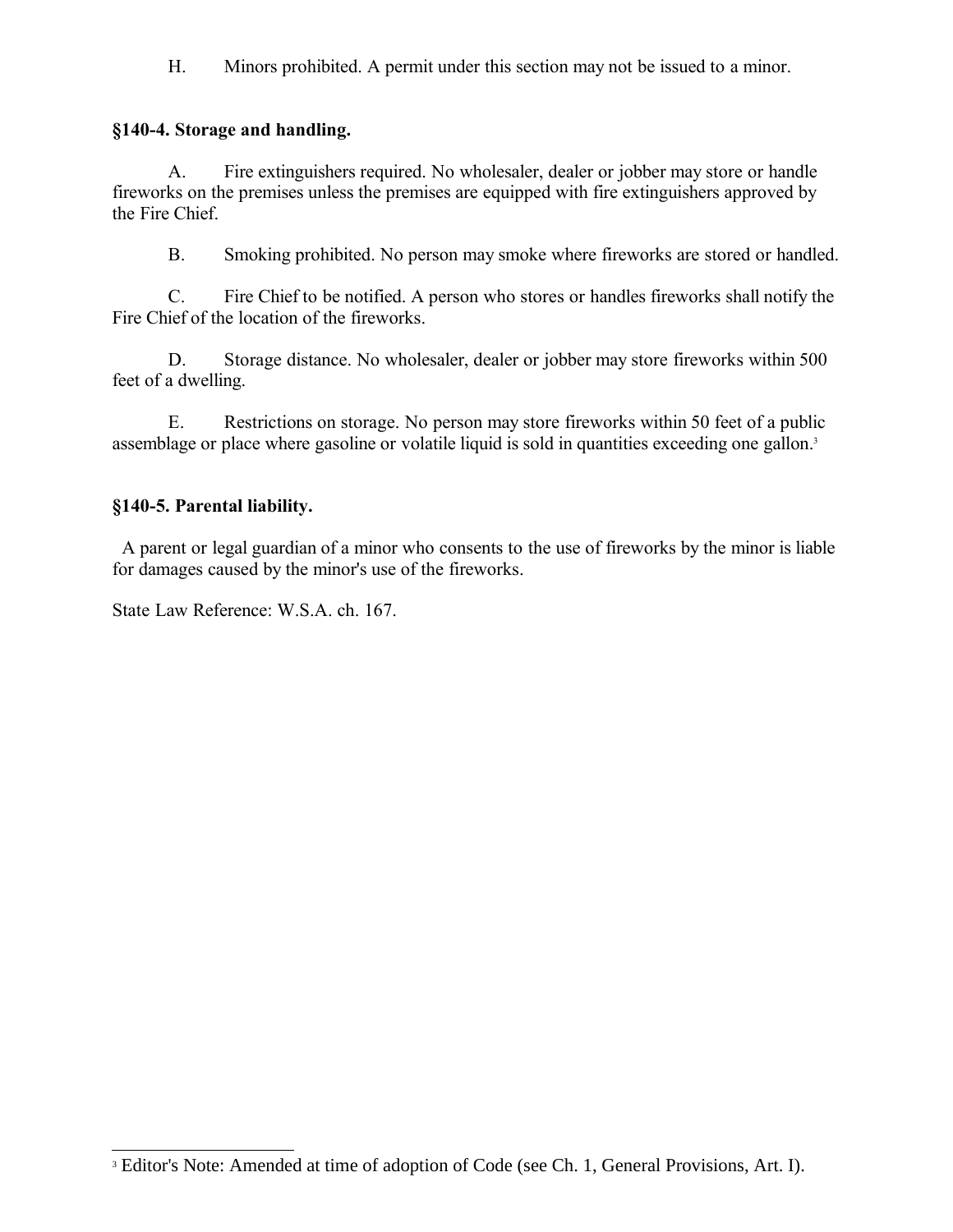H. Minors prohibited. A permit under this section may not be issued to a minor.

**§140-4. Storage and handling.**

A. Fire extinguishers required. No wholesaler, dealer or jobber may store or handle fireworks on the premises unless the premises are equipped with fire extinguishers approved by the Fire Chief.

B. Smoking prohibited. No person may smoke where fireworks are stored or handled.

C. Fire Chief to be notified. A person who stores or handles fireworks shall notify the Fire Chief of the location of the fireworks.

D. Storage distance. No wholesaler, dealer or jobber may store fireworks within 500 feet of a dwelling.

E. Restrictions on storage. No person may store fireworks within 50 feet of a public assemblage or place where gasoline or volatile liquid is sold in quantities exceeding one gallon.[3]

**§140-5. Parental liability.**

A parent or legal guardian of a minor who consents to the use of fireworks by the minor is liable for damages caused by the minor's use of the fireworks.

State Law Reference: W.S.A. ch. 167.

---

[3] Editor's Note: Amended at time of adoption of Code (see Ch. 1, General Provisions, Art. I).